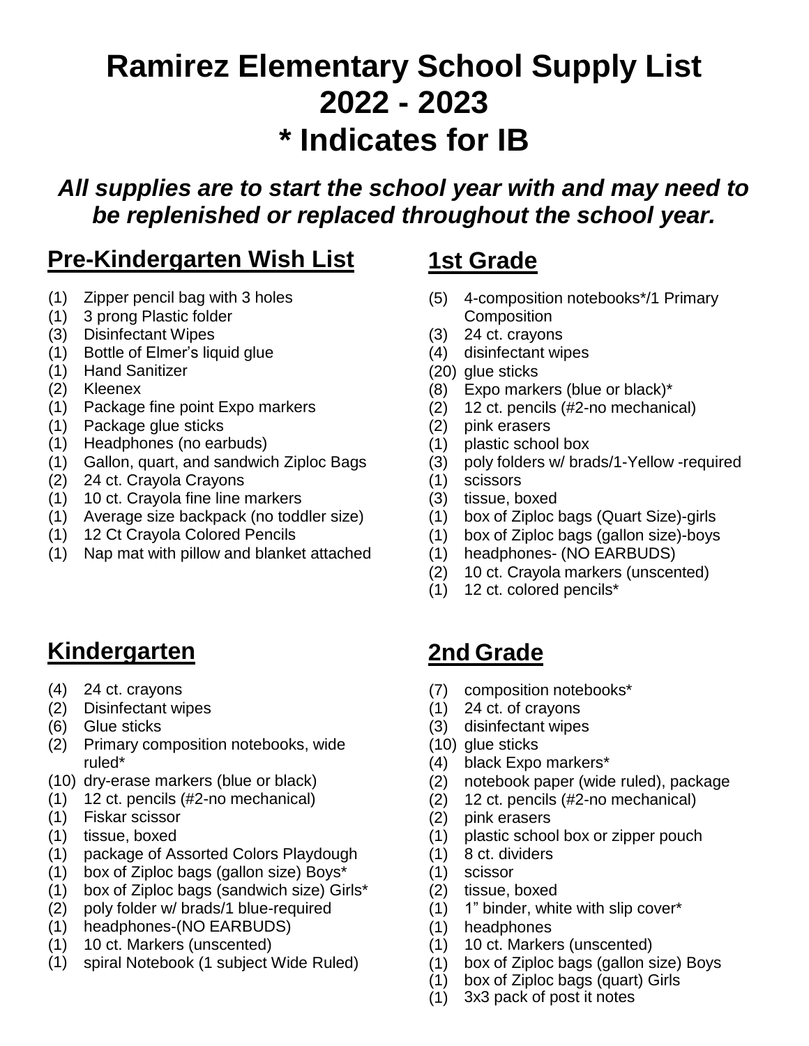# Ramirez Elementary School Supply List 2022 - 2023 * Indicates for IB

***All supplies are to start the school year with and may need to be replenished or replaced throughout the school year.***

## Pre-Kindergarten Wish List

- (1) Zipper pencil bag with 3 holes
- (1) 3 prong Plastic folder
- (3) Disinfectant Wipes
- (1) Bottle of Elmer's liquid glue
- (1) Hand Sanitizer
- (2) Kleenex
- (1) Package fine point Expo markers
- (1) Package glue sticks
- (1) Headphones (no earbuds)
- (1) Gallon, quart, and sandwich Ziploc Bags
- (2) 24 ct. Crayola Crayons
- (1) 10 ct. Crayola fine line markers
- (1) Average size backpack (no toddler size)
- (1) 12 Ct Crayola Colored Pencils
- (1) Nap mat with pillow and blanket attached

## Kindergarten

- (4) 24 ct. crayons
- (2) Disinfectant wipes
- (6) Glue sticks
- (2) Primary composition notebooks, wide ruled*
- (10) dry-erase markers (blue or black)
- (1) 12 ct. pencils (#2-no mechanical)
- (1) Fiskar scissor
- (1) tissue, boxed
- (1) package of Assorted Colors Playdough
- (1) box of Ziploc bags (gallon size) Boys*
- (1) box of Ziploc bags (sandwich size) Girls*
- (2) poly folder w/ brads/1 blue-required
- (1) headphones-(NO EARBUDS)
- (1) 10 ct. Markers (unscented)
- (1) spiral Notebook (1 subject Wide Ruled)

## 1st Grade

- (5) 4-composition notebooks*/1 Primary Composition
- (3) 24 ct. crayons
- (4) disinfectant wipes
- (20) glue sticks
- (8) Expo markers (blue or black)*
- (2) 12 ct. pencils (#2-no mechanical)
- (2) pink erasers
- (1) plastic school box
- (3) poly folders w/ brads/1-Yellow -required
- (1) scissors
- (3) tissue, boxed
- (1) box of Ziploc bags (Quart Size)-girls
- (1) box of Ziploc bags (gallon size)-boys
- (1) headphones- (NO EARBUDS)
- (2) 10 ct. Crayola markers (unscented)
- (1) 12 ct. colored pencils*

## 2nd Grade

- (7) composition notebooks*
- (1) 24 ct. of crayons
- (3) disinfectant wipes
- (10) glue sticks
- (4) black Expo markers*
- (2) notebook paper (wide ruled), package
- (2) 12 ct. pencils (#2-no mechanical)
- (2) pink erasers
- (1) plastic school box or zipper pouch
- (1) 8 ct. dividers
- (1) scissor
- (2) tissue, boxed
- (1) 1" binder, white with slip cover*
- (1) headphones
- (1) 10 ct. Markers (unscented)
- (1) box of Ziploc bags (gallon size) Boys
- (1) box of Ziploc bags (quart) Girls
- (1) 3x3 pack of post it notes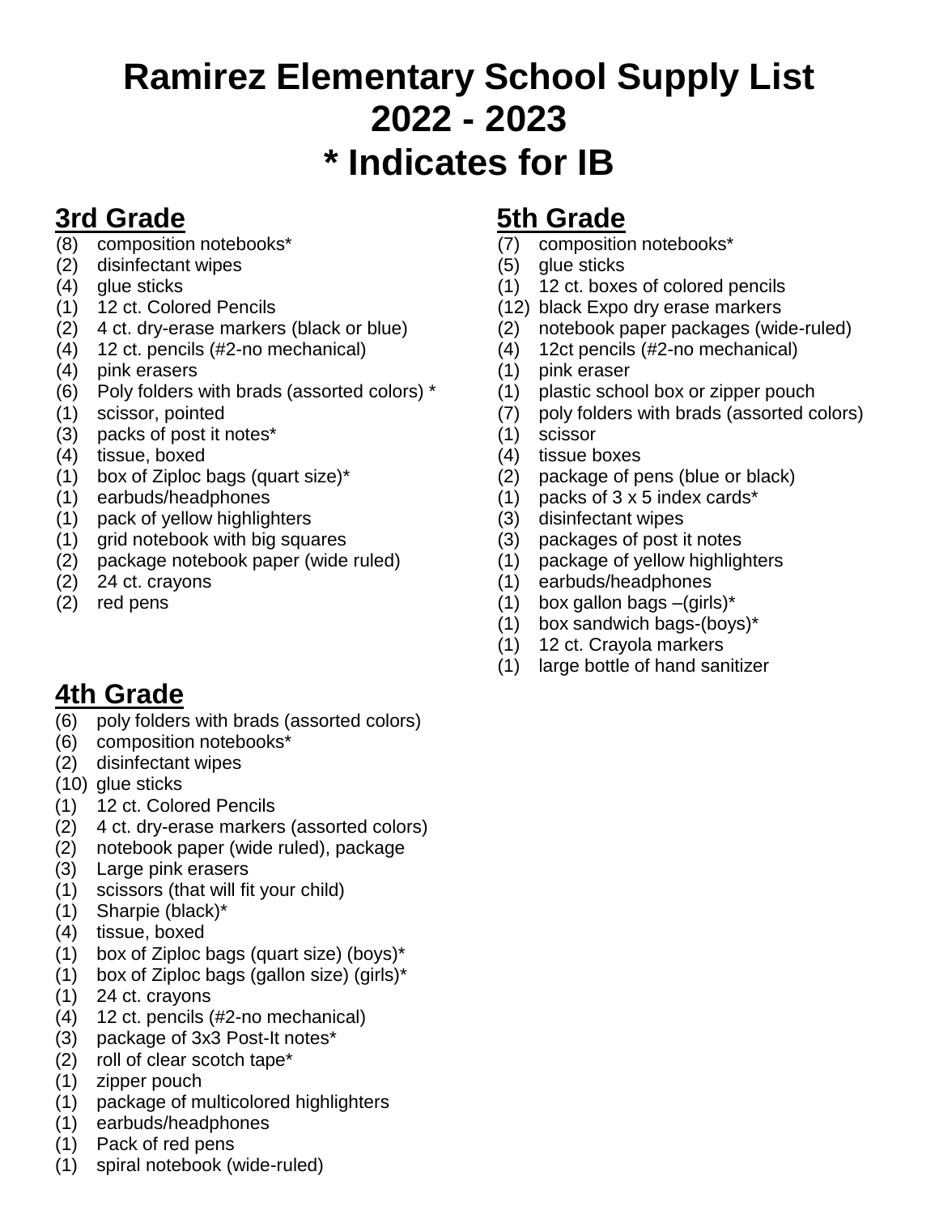# Ramirez Elementary School Supply List 2022 - 2023 * Indicates for IB

## 3rd Grade

(8) composition notebooks*
(2) disinfectant wipes
(4) glue sticks
(1) 12 ct. Colored Pencils
(2) 4 ct. dry-erase markers (black or blue)
(4) 12 ct. pencils (#2-no mechanical)
(4) pink erasers
(6) Poly folders with brads (assorted colors) *
(1) scissor, pointed
(3) packs of post it notes*
(4) tissue, boxed
(1) box of Ziploc bags (quart size)*
(1) earbuds/headphones
(1) pack of yellow highlighters
(1) grid notebook with big squares
(2) package notebook paper (wide ruled)
(2) 24 ct. crayons
(2) red pens

## 4th Grade

(6) poly folders with brads (assorted colors)
(6) composition notebooks*
(2) disinfectant wipes
(10) glue sticks
(1) 12 ct. Colored Pencils
(2) 4 ct. dry-erase markers (assorted colors)
(2) notebook paper (wide ruled), package
(3) Large pink erasers
(1) scissors (that will fit your child)
(1) Sharpie (black)*
(4) tissue, boxed
(1) box of Ziploc bags (quart size) (boys)*
(1) box of Ziploc bags (gallon size) (girls)*
(1) 24 ct. crayons
(4) 12 ct. pencils (#2-no mechanical)
(3) package of 3x3 Post-It notes*
(2) roll of clear scotch tape*
(1) zipper pouch
(1) package of multicolored highlighters
(1) earbuds/headphones
(1) Pack of red pens
(1) spiral notebook (wide-ruled)

## 5th Grade

(7) composition notebooks*
(5) glue sticks
(1) 12 ct. boxes of colored pencils
(12) black Expo dry erase markers
(2) notebook paper packages (wide-ruled)
(4) 12ct pencils (#2-no mechanical)
(1) pink eraser
(1) plastic school box or zipper pouch
(7) poly folders with brads (assorted colors)
(1) scissor
(4) tissue boxes
(2) package of pens (blue or black)
(1) packs of 3 x 5 index cards*
(3) disinfectant wipes
(3) packages of post it notes
(1) package of yellow highlighters
(1) earbuds/headphones
(1) box gallon bags –(girls)*
(1) box sandwich bags-(boys)*
(1) 12 ct. Crayola markers
(1) large bottle of hand sanitizer